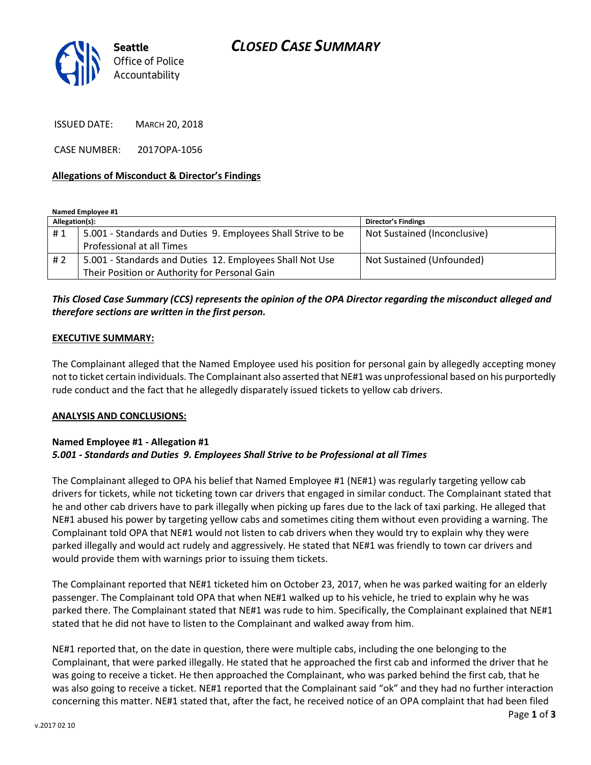Seattle Office of Police Accountability

# CLOSED CASE SUMMARY

ISSUED DATE: MARCH 20, 2018

CASE NUMBER: 2017OPA-1056

**Allegations of Misconduct & Director's Findings**

**Named Employee #1**

| Allegation(s): | | Director's Findings |
|---|---|---|
| # 1 | 5.001 - Standards and Duties 9. Employees Shall Strive to be Professional at all Times | Not Sustained (Inconclusive) |
| # 2 | 5.001 - Standards and Duties 12. Employees Shall Not Use Their Position or Authority for Personal Gain | Not Sustained (Unfounded) |

***This Closed Case Summary (CCS) represents the opinion of the OPA Director regarding the misconduct alleged and therefore sections are written in the first person.***

**EXECUTIVE SUMMARY:**

The Complainant alleged that the Named Employee used his position for personal gain by allegedly accepting money not to ticket certain individuals. The Complainant also asserted that NE#1 was unprofessional based on his purportedly rude conduct and the fact that he allegedly disparately issued tickets to yellow cab drivers.

**ANALYSIS AND CONCLUSIONS:**

**Named Employee #1 - Allegation #1**
***5.001 - Standards and Duties 9. Employees Shall Strive to be Professional at all Times***

The Complainant alleged to OPA his belief that Named Employee #1 (NE#1) was regularly targeting yellow cab drivers for tickets, while not ticketing town car drivers that engaged in similar conduct. The Complainant stated that he and other cab drivers have to park illegally when picking up fares due to the lack of taxi parking. He alleged that NE#1 abused his power by targeting yellow cabs and sometimes citing them without even providing a warning. The Complainant told OPA that NE#1 would not listen to cab drivers when they would try to explain why they were parked illegally and would act rudely and aggressively. He stated that NE#1 was friendly to town car drivers and would provide them with warnings prior to issuing them tickets.

The Complainant reported that NE#1 ticketed him on October 23, 2017, when he was parked waiting for an elderly passenger. The Complainant told OPA that when NE#1 walked up to his vehicle, he tried to explain why he was parked there. The Complainant stated that NE#1 was rude to him. Specifically, the Complainant explained that NE#1 stated that he did not have to listen to the Complainant and walked away from him.

NE#1 reported that, on the date in question, there were multiple cabs, including the one belonging to the Complainant, that were parked illegally. He stated that he approached the first cab and informed the driver that he was going to receive a ticket. He then approached the Complainant, who was parked behind the first cab, that he was also going to receive a ticket. NE#1 reported that the Complainant said "ok" and they had no further interaction concerning this matter. NE#1 stated that, after the fact, he received notice of an OPA complaint that had been filed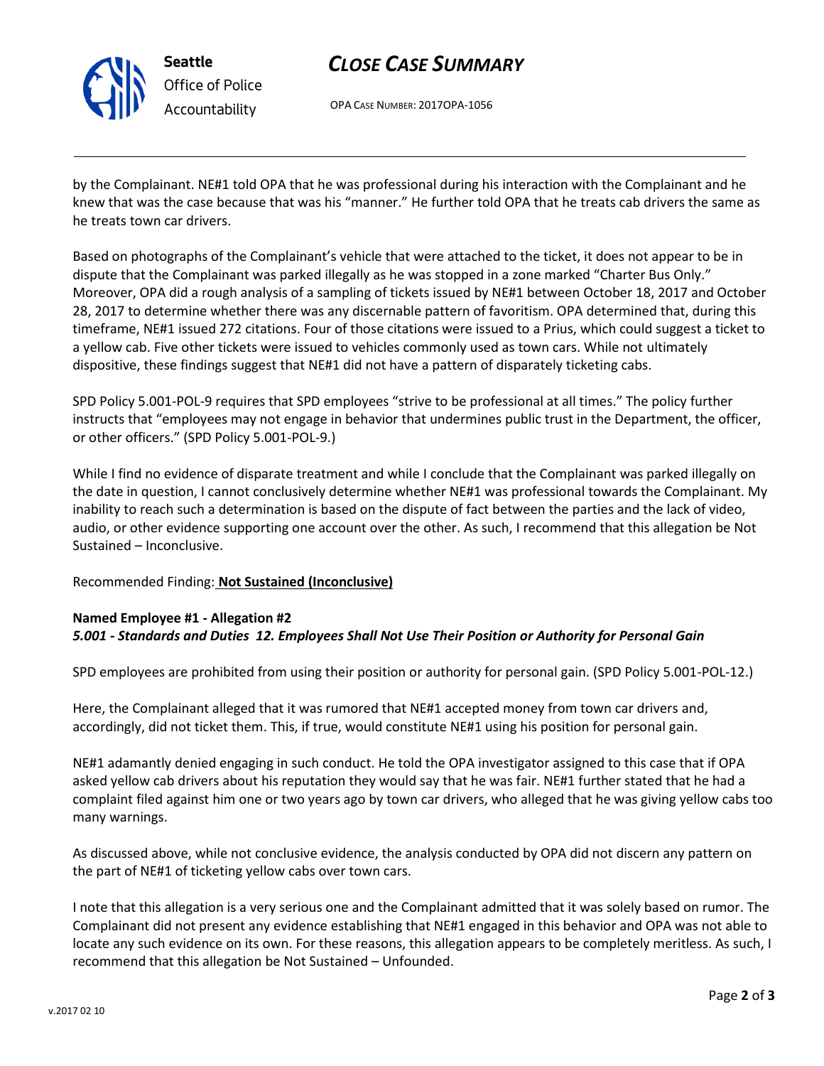by the Complainant. NE#1 told OPA that he was professional during his interaction with the Complainant and he knew that was the case because that was his "manner." He further told OPA that he treats cab drivers the same as he treats town car drivers.

Based on photographs of the Complainant's vehicle that were attached to the ticket, it does not appear to be in dispute that the Complainant was parked illegally as he was stopped in a zone marked "Charter Bus Only." Moreover, OPA did a rough analysis of a sampling of tickets issued by NE#1 between October 18, 2017 and October 28, 2017 to determine whether there was any discernable pattern of favoritism. OPA determined that, during this timeframe, NE#1 issued 272 citations. Four of those citations were issued to a Prius, which could suggest a ticket to a yellow cab. Five other tickets were issued to vehicles commonly used as town cars. While not ultimately dispositive, these findings suggest that NE#1 did not have a pattern of disparately ticketing cabs.

SPD Policy 5.001-POL-9 requires that SPD employees "strive to be professional at all times." The policy further instructs that "employees may not engage in behavior that undermines public trust in the Department, the officer, or other officers." (SPD Policy 5.001-POL-9.)

While I find no evidence of disparate treatment and while I conclude that the Complainant was parked illegally on the date in question, I cannot conclusively determine whether NE#1 was professional towards the Complainant. My inability to reach such a determination is based on the dispute of fact between the parties and the lack of video, audio, or other evidence supporting one account over the other. As such, I recommend that this allegation be Not Sustained – Inconclusive.

Recommended Finding: **Not Sustained (Inconclusive)**

**Named Employee #1 - Allegation #2**
***5.001 - Standards and Duties 12. Employees Shall Not Use Their Position or Authority for Personal Gain***

SPD employees are prohibited from using their position or authority for personal gain. (SPD Policy 5.001-POL-12.)

Here, the Complainant alleged that it was rumored that NE#1 accepted money from town car drivers and, accordingly, did not ticket them. This, if true, would constitute NE#1 using his position for personal gain.

NE#1 adamantly denied engaging in such conduct. He told the OPA investigator assigned to this case that if OPA asked yellow cab drivers about his reputation they would say that he was fair. NE#1 further stated that he had a complaint filed against him one or two years ago by town car drivers, who alleged that he was giving yellow cabs too many warnings.

As discussed above, while not conclusive evidence, the analysis conducted by OPA did not discern any pattern on the part of NE#1 of ticketing yellow cabs over town cars.

I note that this allegation is a very serious one and the Complainant admitted that it was solely based on rumor. The Complainant did not present any evidence establishing that NE#1 engaged in this behavior and OPA was not able to locate any such evidence on its own. For these reasons, this allegation appears to be completely meritless. As such, I recommend that this allegation be Not Sustained – Unfounded.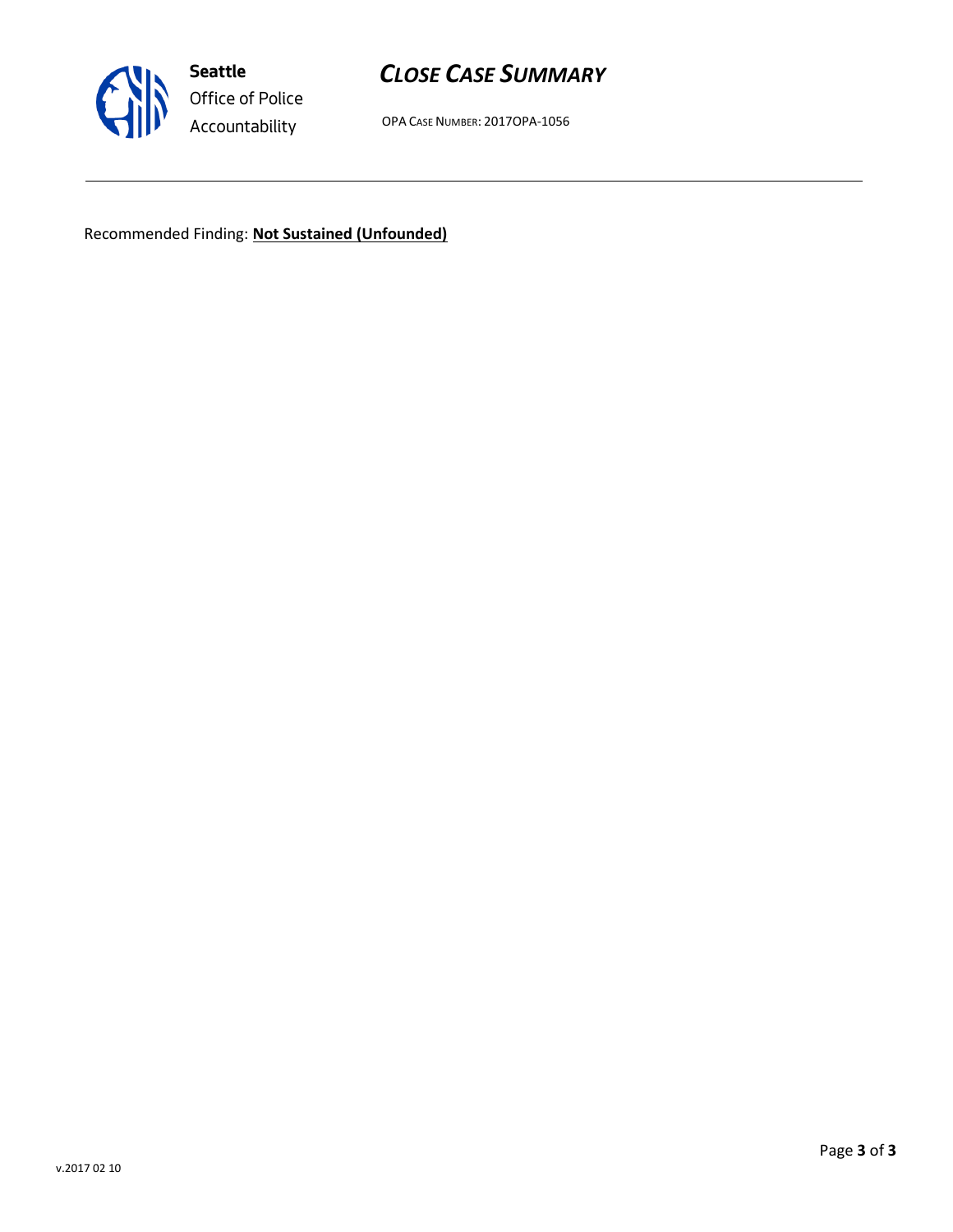Recommended Finding: **Not Sustained (Unfounded)**